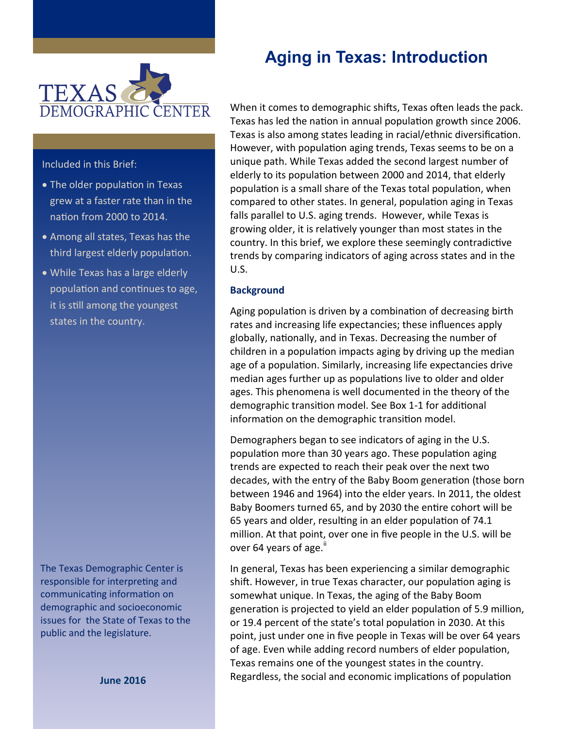TEXAS DEMOGRAPHIC CENTER

# Aging in Texas: Introduction

Included in this Brief:

- The older population in Texas grew at a faster rate than in the nation from 2000 to 2014.
- Among all states, Texas has the third largest elderly population.
- While Texas has a large elderly population and continues to age, it is still among the youngest states in the country.

The Texas Demographic Center is responsible for interpreting and communicating information on demographic and socioeconomic issues for the State of Texas to the public and the legislature.

**June 2016**

When it comes to demographic shifts, Texas often leads the pack. Texas has led the nation in annual population growth since 2006. Texas is also among states leading in racial/ethnic diversification. However, with population aging trends, Texas seems to be on a unique path. While Texas added the second largest number of elderly to its population between 2000 and 2014, that elderly population is a small share of the Texas total population, when compared to other states. In general, population aging in Texas falls parallel to U.S. aging trends. However, while Texas is growing older, it is relatively younger than most states in the country. In this brief, we explore these seemingly contradictive trends by comparing indicators of aging across states and in the U.S.

### Background

Aging population is driven by a combination of decreasing birth rates and increasing life expectancies; these influences apply globally, nationally, and in Texas. Decreasing the number of children in a population impacts aging by driving up the median age of a population. Similarly, increasing life expectancies drive median ages further up as populations live to older and older ages. This phenomena is well documented in the theory of the demographic transition model. See Box 1-1 for additional information on the demographic transition model.

Demographers began to see indicators of aging in the U.S. population more than 30 years ago. These population aging trends are expected to reach their peak over the next two decades, with the entry of the Baby Boom generation (those born between 1946 and 1964) into the elder years. In 2011, the oldest Baby Boomers turned 65, and by 2030 the entire cohort will be 65 years and older, resulting in an elder population of 74.1 million. At that point, over one in five people in the U.S. will be over 64 years of age.[ii]

In general, Texas has been experiencing a similar demographic shift. However, in true Texas character, our population aging is somewhat unique. In Texas, the aging of the Baby Boom generation is projected to yield an elder population of 5.9 million, or 19.4 percent of the state's total population in 2030. At this point, just under one in five people in Texas will be over 64 years of age. Even while adding record numbers of elder population, Texas remains one of the youngest states in the country. Regardless, the social and economic implications of population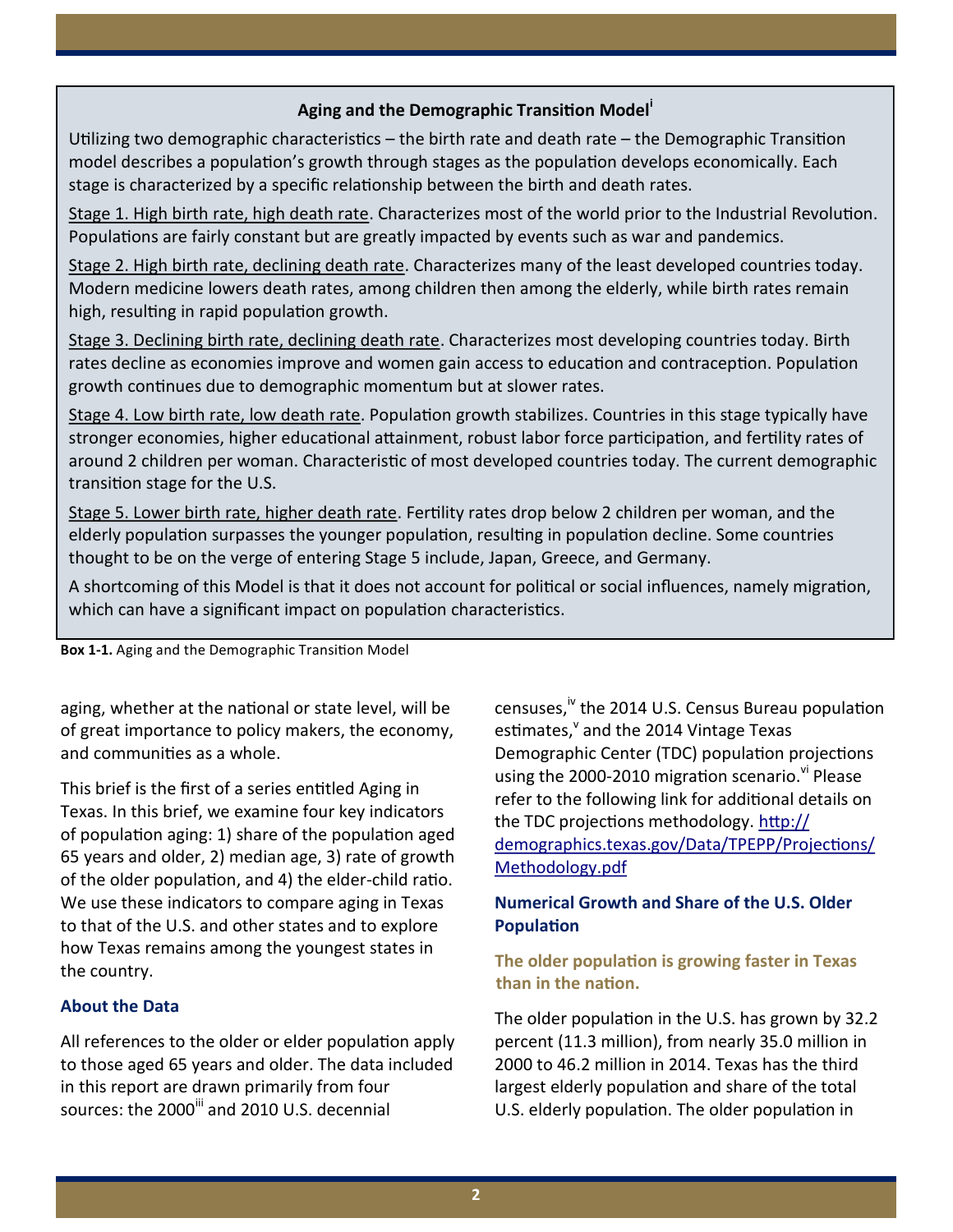**Aging and the Demographic Transition Model**[i]

Utilizing two demographic characteristics – the birth rate and death rate – the Demographic Transition model describes a population's growth through stages as the population develops economically. Each stage is characterized by a specific relationship between the birth and death rates.

Stage 1. High birth rate, high death rate. Characterizes most of the world prior to the Industrial Revolution. Populations are fairly constant but are greatly impacted by events such as war and pandemics.

Stage 2. High birth rate, declining death rate. Characterizes many of the least developed countries today. Modern medicine lowers death rates, among children then among the elderly, while birth rates remain high, resulting in rapid population growth.

Stage 3. Declining birth rate, declining death rate. Characterizes most developing countries today. Birth rates decline as economies improve and women gain access to education and contraception. Population growth continues due to demographic momentum but at slower rates.

Stage 4. Low birth rate, low death rate. Population growth stabilizes. Countries in this stage typically have stronger economies, higher educational attainment, robust labor force participation, and fertility rates of around 2 children per woman. Characteristic of most developed countries today. The current demographic transition stage for the U.S.

Stage 5. Lower birth rate, higher death rate. Fertility rates drop below 2 children per woman, and the elderly population surpasses the younger population, resulting in population decline. Some countries thought to be on the verge of entering Stage 5 include, Japan, Greece, and Germany.

A shortcoming of this Model is that it does not account for political or social influences, namely migration, which can have a significant impact on population characteristics.

**Box 1-1.** Aging and the Demographic Transition Model

aging, whether at the national or state level, will be of great importance to policy makers, the economy, and communities as a whole.

This brief is the first of a series entitled Aging in Texas. In this brief, we examine four key indicators of population aging: 1) share of the population aged 65 years and older, 2) median age, 3) rate of growth of the older population, and 4) the elder-child ratio. We use these indicators to compare aging in Texas to that of the U.S. and other states and to explore how Texas remains among the youngest states in the country.

### About the Data

All references to the older or elder population apply to those aged 65 years and older. The data included in this report are drawn primarily from four sources: the 2000[iii] and 2010 U.S. decennial censuses,[iv] the 2014 U.S. Census Bureau population estimates,[v] and the 2014 Vintage Texas Demographic Center (TDC) population projections using the 2000-2010 migration scenario.[vi] Please refer to the following link for additional details on the TDC projections methodology. [http://demographics.texas.gov/Data/TPEPP/Projections/Methodology.pdf](http://demographics.texas.gov/Data/TPEPP/Projections/Methodology.pdf)

### Numerical Growth and Share of the U.S. Older Population

#### The older population is growing faster in Texas than in the nation.

The older population in the U.S. has grown by 32.2 percent (11.3 million), from nearly 35.0 million in 2000 to 46.2 million in 2014. Texas has the third largest elderly population and share of the total U.S. elderly population. The older population in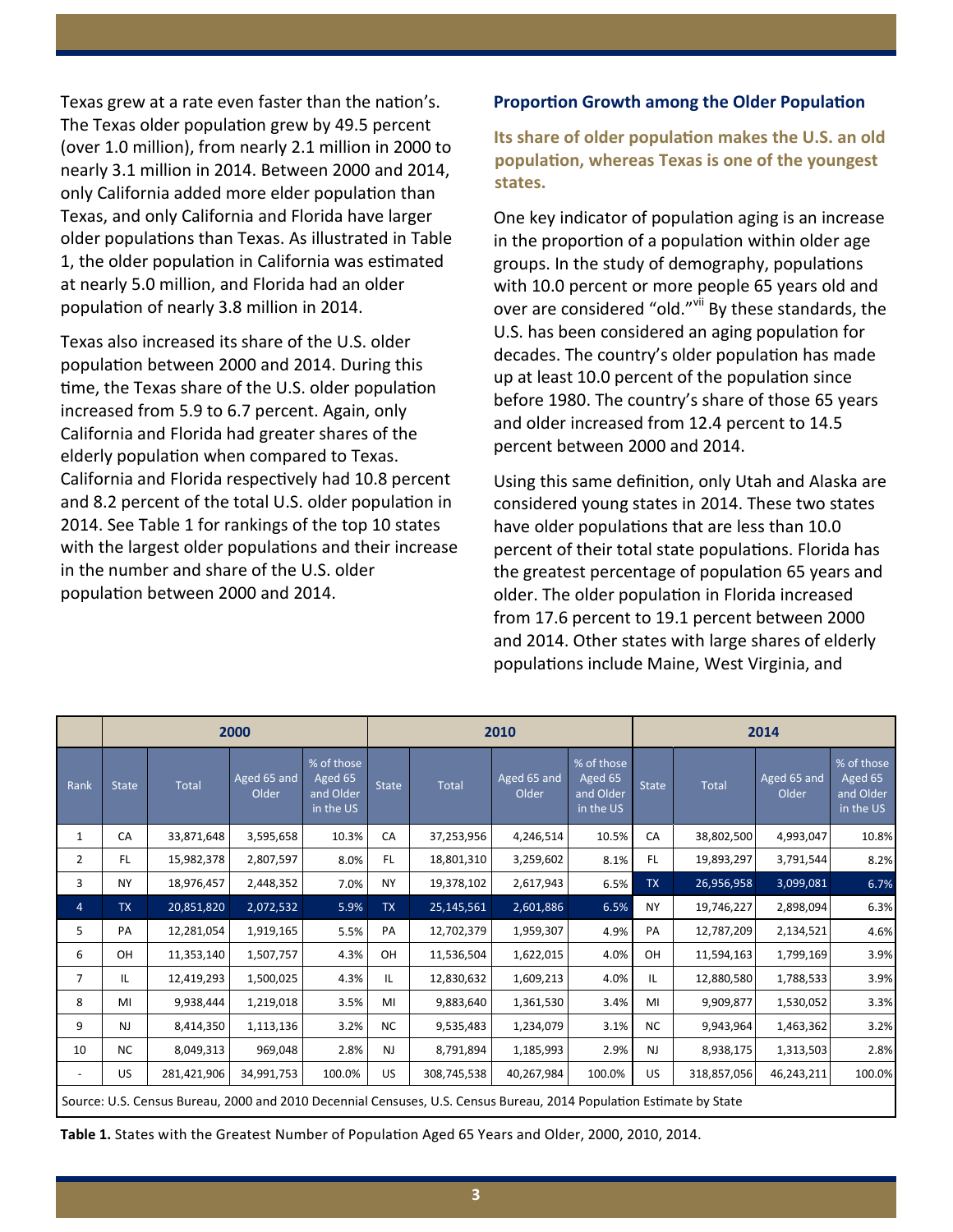Texas grew at a rate even faster than the nation's. The Texas older population grew by 49.5 percent (over 1.0 million), from nearly 2.1 million in 2000 to nearly 3.1 million in 2014. Between 2000 and 2014, only California added more elder population than Texas, and only California and Florida have larger older populations than Texas. As illustrated in Table 1, the older population in California was estimated at nearly 5.0 million, and Florida had an older population of nearly 3.8 million in 2014.

Texas also increased its share of the U.S. older population between 2000 and 2014. During this time, the Texas share of the U.S. older population increased from 5.9 to 6.7 percent. Again, only California and Florida had greater shares of the elderly population when compared to Texas. California and Florida respectively had 10.8 percent and 8.2 percent of the total U.S. older population in 2014. See Table 1 for rankings of the top 10 states with the largest older populations and their increase in the number and share of the U.S. older population between 2000 and 2014.

### Proportion Growth among the Older Population

**Its share of older population makes the U.S. an old population, whereas Texas is one of the youngest states.**

One key indicator of population aging is an increase in the proportion of a population within older age groups. In the study of demography, populations with 10.0 percent or more people 65 years old and over are considered "old."[vii] By these standards, the U.S. has been considered an aging population for decades. The country's older population has made up at least 10.0 percent of the population since before 1980. The country's share of those 65 years and older increased from 12.4 percent to 14.5 percent between 2000 and 2014.

Using this same definition, only Utah and Alaska are considered young states in 2014. These two states have older populations that are less than 10.0 percent of their total state populations. Florida has the greatest percentage of population 65 years and older. The older population in Florida increased from 17.6 percent to 19.1 percent between 2000 and 2014. Other states with large shares of elderly populations include Maine, West Virginia, and

| | 2000 | | | | 2010 | | | | 2014 | | | |
|---|---|---|---|---|---|---|---|---|---|---|---|---|
| Rank | State | Total | Aged 65 and Older | % of those Aged 65 and Older in the US | State | Total | Aged 65 and Older | % of those Aged 65 and Older in the US | State | Total | Aged 65 and Older | % of those Aged 65 and Older in the US |
| 1 | CA | 33,871,648 | 3,595,658 | 10.3% | CA | 37,253,956 | 4,246,514 | 10.5% | CA | 38,802,500 | 4,993,047 | 10.8% |
| 2 | FL | 15,982,378 | 2,807,597 | 8.0% | FL | 18,801,310 | 3,259,602 | 8.1% | FL | 19,893,297 | 3,791,544 | 8.2% |
| 3 | NY | 18,976,457 | 2,448,352 | 7.0% | NY | 19,378,102 | 2,617,943 | 6.5% | TX | 26,956,958 | 3,099,081 | 6.7% |
| 4 | TX | 20,851,820 | 2,072,532 | 5.9% | TX | 25,145,561 | 2,601,886 | 6.5% | NY | 19,746,227 | 2,898,094 | 6.3% |
| 5 | PA | 12,281,054 | 1,919,165 | 5.5% | PA | 12,702,379 | 1,959,307 | 4.9% | PA | 12,787,209 | 2,134,521 | 4.6% |
| 6 | OH | 11,353,140 | 1,507,757 | 4.3% | OH | 11,536,504 | 1,622,015 | 4.0% | OH | 11,594,163 | 1,799,169 | 3.9% |
| 7 | IL | 12,419,293 | 1,500,025 | 4.3% | IL | 12,830,632 | 1,609,213 | 4.0% | IL | 12,880,580 | 1,788,533 | 3.9% |
| 8 | MI | 9,938,444 | 1,219,018 | 3.5% | MI | 9,883,640 | 1,361,530 | 3.4% | MI | 9,909,877 | 1,530,052 | 3.3% |
| 9 | NJ | 8,414,350 | 1,113,136 | 3.2% | NC | 9,535,483 | 1,234,079 | 3.1% | NC | 9,943,964 | 1,463,362 | 3.2% |
| 10 | NC | 8,049,313 | 969,048 | 2.8% | NJ | 8,791,894 | 1,185,993 | 2.9% | NJ | 8,938,175 | 1,313,503 | 2.8% |
| - | US | 281,421,906 | 34,991,753 | 100.0% | US | 308,745,538 | 40,267,984 | 100.0% | US | 318,857,056 | 46,243,211 | 100.0% |

Source: U.S. Census Bureau, 2000 and 2010 Decennial Censuses, U.S. Census Bureau, 2014 Population Estimate by State

**Table 1.** States with the Greatest Number of Population Aged 65 Years and Older, 2000, 2010, 2014.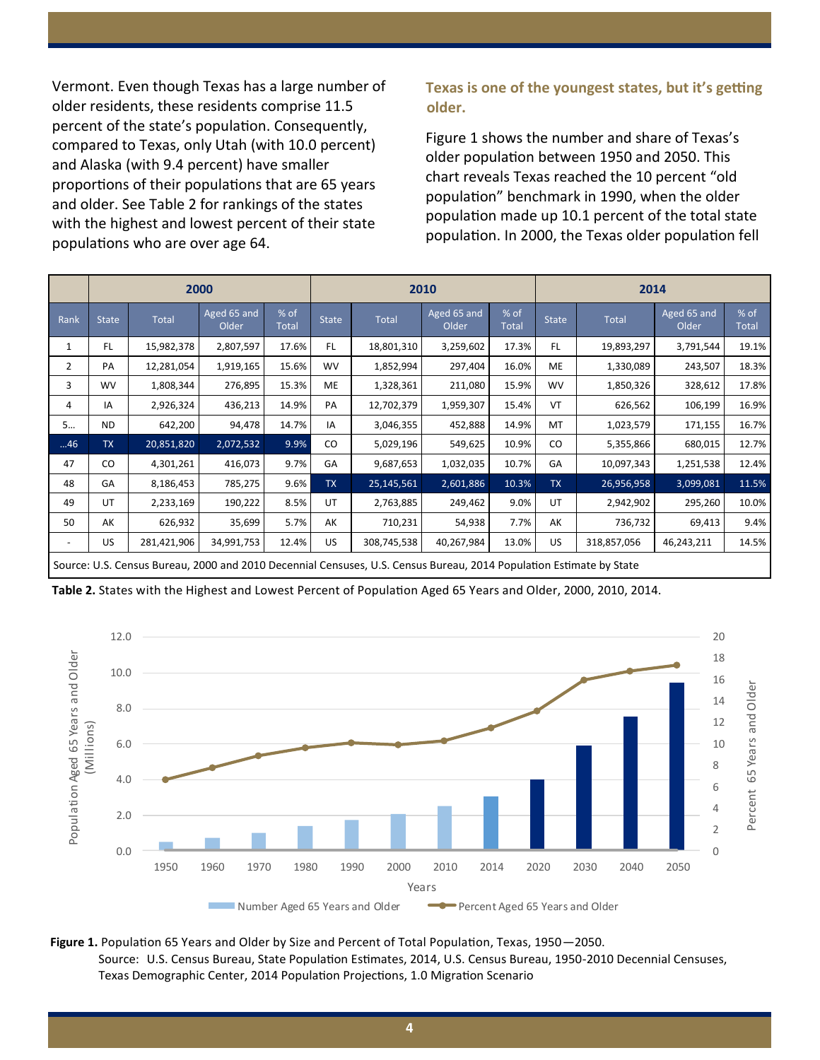Vermont. Even though Texas has a large number of older residents, these residents comprise 11.5 percent of the state's population. Consequently, compared to Texas, only Utah (with 10.0 percent) and Alaska (with 9.4 percent) have smaller proportions of their populations that are 65 years and older. See Table 2 for rankings of the states with the highest and lowest percent of their state populations who are over age 64.

### Texas is one of the youngest states, but it's getting older.

Figure 1 shows the number and share of Texas's older population between 1950 and 2050. This chart reveals Texas reached the 10 percent "old population" benchmark in 1990, when the older population made up 10.1 percent of the total state population. In 2000, the Texas older population fell

| | 2000 | | | | 2010 | | | | 2014 | | | |
|---|---|---|---|---|---|---|---|---|---|---|---|---|
| Rank | State | Total | Aged 65 and Older | % of Total | State | Total | Aged 65 and Older | % of Total | State | Total | Aged 65 and Older | % of Total |
| 1 | FL | 15,982,378 | 2,807,597 | 17.6% | FL | 18,801,310 | 3,259,602 | 17.3% | FL | 19,893,297 | 3,791,544 | 19.1% |
| 2 | PA | 12,281,054 | 1,919,165 | 15.6% | WV | 1,852,994 | 297,404 | 16.0% | ME | 1,330,089 | 243,507 | 18.3% |
| 3 | WV | 1,808,344 | 276,895 | 15.3% | ME | 1,328,361 | 211,080 | 15.9% | WV | 1,850,326 | 328,612 | 17.8% |
| 4 | IA | 2,926,324 | 436,213 | 14.9% | PA | 12,702,379 | 1,959,307 | 15.4% | VT | 626,562 | 106,199 | 16.9% |
| 5… | ND | 642,200 | 94,478 | 14.7% | IA | 3,046,355 | 452,888 | 14.9% | MT | 1,023,579 | 171,155 | 16.7% |
| …46 | TX | 20,851,820 | 2,072,532 | 9.9% | CO | 5,029,196 | 549,625 | 10.9% | CO | 5,355,866 | 680,015 | 12.7% |
| 47 | CO | 4,301,261 | 416,073 | 9.7% | GA | 9,687,653 | 1,032,035 | 10.7% | GA | 10,097,343 | 1,251,538 | 12.4% |
| 48 | GA | 8,186,453 | 785,275 | 9.6% | TX | 25,145,561 | 2,601,886 | 10.3% | TX | 26,956,958 | 3,099,081 | 11.5% |
| 49 | UT | 2,233,169 | 190,222 | 8.5% | UT | 2,763,885 | 249,462 | 9.0% | UT | 2,942,902 | 295,260 | 10.0% |
| 50 | AK | 626,932 | 35,699 | 5.7% | AK | 710,231 | 54,938 | 7.7% | AK | 736,732 | 69,413 | 9.4% |
| - | US | 281,421,906 | 34,991,753 | 12.4% | US | 308,745,538 | 40,267,984 | 13.0% | US | 318,857,056 | 46,243,211 | 14.5% |

Source: U.S. Census Bureau, 2000 and 2010 Decennial Censuses, U.S. Census Bureau, 2014 Population Estimate by State

**Table 2.** States with the Highest and Lowest Percent of Population Aged 65 Years and Older, 2000, 2010, 2014.

**Figure 1.** Population 65 Years and Older by Size and Percent of Total Population, Texas, 1950—2050.
Source: U.S. Census Bureau, State Population Estimates, 2014, U.S. Census Bureau, 1950-2010 Decennial Censuses, Texas Demographic Center, 2014 Population Projections, 1.0 Migration Scenario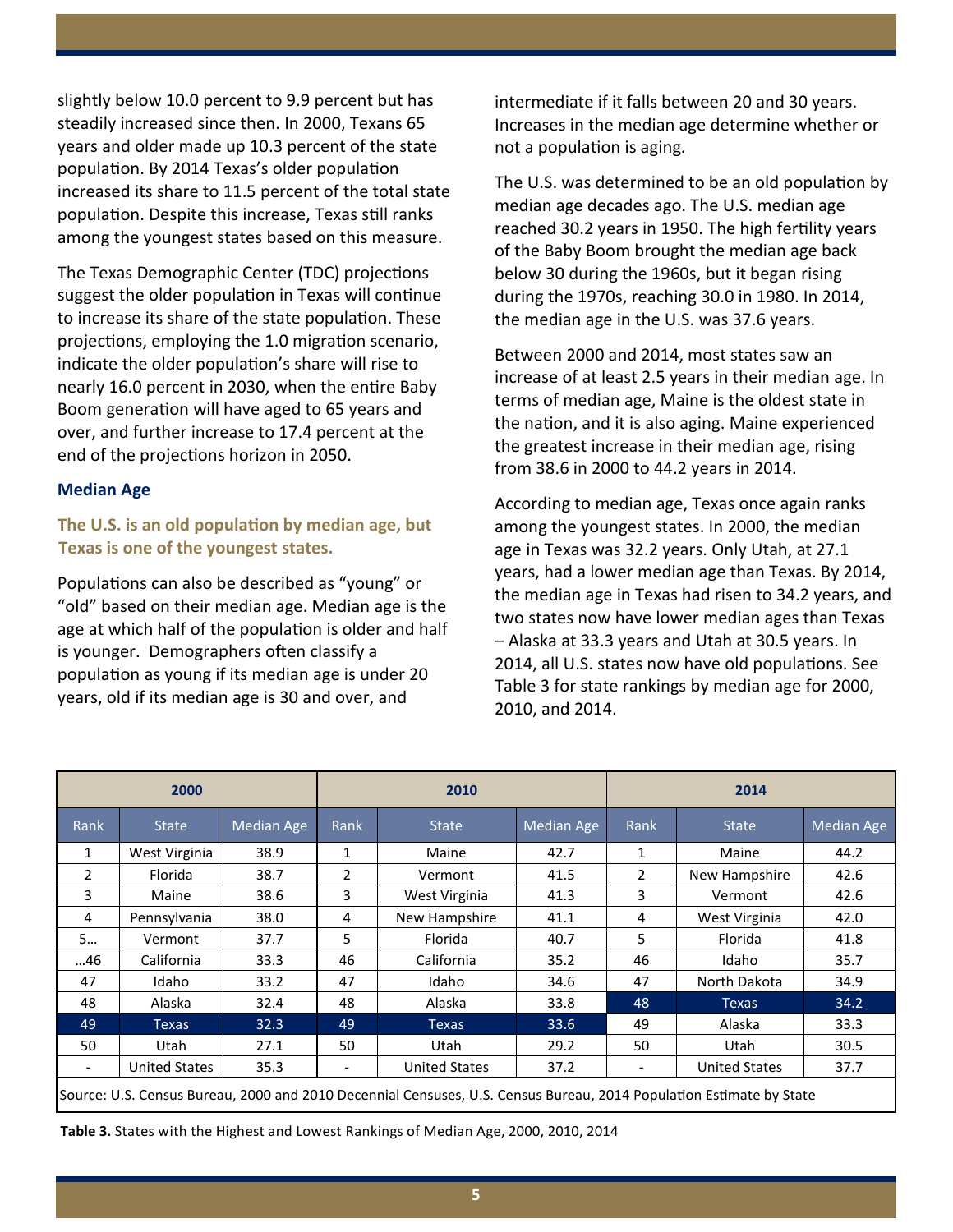slightly below 10.0 percent to 9.9 percent but has steadily increased since then. In 2000, Texans 65 years and older made up 10.3 percent of the state population. By 2014 Texas's older population increased its share to 11.5 percent of the total state population. Despite this increase, Texas still ranks among the youngest states based on this measure.

The Texas Demographic Center (TDC) projections suggest the older population in Texas will continue to increase its share of the state population. These projections, employing the 1.0 migration scenario, indicate the older population's share will rise to nearly 16.0 percent in 2030, when the entire Baby Boom generation will have aged to 65 years and over, and further increase to 17.4 percent at the end of the projections horizon in 2050.

## Median Age

### The U.S. is an old population by median age, but Texas is one of the youngest states.

Populations can also be described as "young" or "old" based on their median age. Median age is the age at which half of the population is older and half is younger. Demographers often classify a population as young if its median age is under 20 years, old if its median age is 30 and over, and intermediate if it falls between 20 and 30 years. Increases in the median age determine whether or not a population is aging.

The U.S. was determined to be an old population by median age decades ago. The U.S. median age reached 30.2 years in 1950. The high fertility years of the Baby Boom brought the median age back below 30 during the 1960s, but it began rising during the 1970s, reaching 30.0 in 1980. In 2014, the median age in the U.S. was 37.6 years.

Between 2000 and 2014, most states saw an increase of at least 2.5 years in their median age. In terms of median age, Maine is the oldest state in the nation, and it is also aging. Maine experienced the greatest increase in their median age, rising from 38.6 in 2000 to 44.2 years in 2014.

According to median age, Texas once again ranks among the youngest states. In 2000, the median age in Texas was 32.2 years. Only Utah, at 27.1 years, had a lower median age than Texas. By 2014, the median age in Texas had risen to 34.2 years, and two states now have lower median ages than Texas – Alaska at 33.3 years and Utah at 30.5 years. In 2014, all U.S. states now have old populations. See Table 3 for state rankings by median age for 2000, 2010, and 2014.

| 2000 | | | 2010 | | | 2014 | | |
|---|---|---|---|---|---|---|---|---|
| Rank | State | Median Age | Rank | State | Median Age | Rank | State | Median Age |
| 1 | West Virginia | 38.9 | 1 | Maine | 42.7 | 1 | Maine | 44.2 |
| 2 | Florida | 38.7 | 2 | Vermont | 41.5 | 2 | New Hampshire | 42.6 |
| 3 | Maine | 38.6 | 3 | West Virginia | 41.3 | 3 | Vermont | 42.6 |
| 4 | Pennsylvania | 38.0 | 4 | New Hampshire | 41.1 | 4 | West Virginia | 42.0 |
| 5… | Vermont | 37.7 | 5 | Florida | 40.7 | 5 | Florida | 41.8 |
| …46 | California | 33.3 | 46 | California | 35.2 | 46 | Idaho | 35.7 |
| 47 | Idaho | 33.2 | 47 | Idaho | 34.6 | 47 | North Dakota | 34.9 |
| 48 | Alaska | 32.4 | 48 | Alaska | 33.8 | 48 | Texas | 34.2 |
| 49 | Texas | 32.3 | 49 | Texas | 33.6 | 49 | Alaska | 33.3 |
| 50 | Utah | 27.1 | 50 | Utah | 29.2 | 50 | Utah | 30.5 |
| - | United States | 35.3 | - | United States | 37.2 | - | United States | 37.7 |

Source: U.S. Census Bureau, 2000 and 2010 Decennial Censuses, U.S. Census Bureau, 2014 Population Estimate by State

**Table 3.** States with the Highest and Lowest Rankings of Median Age, 2000, 2010, 2014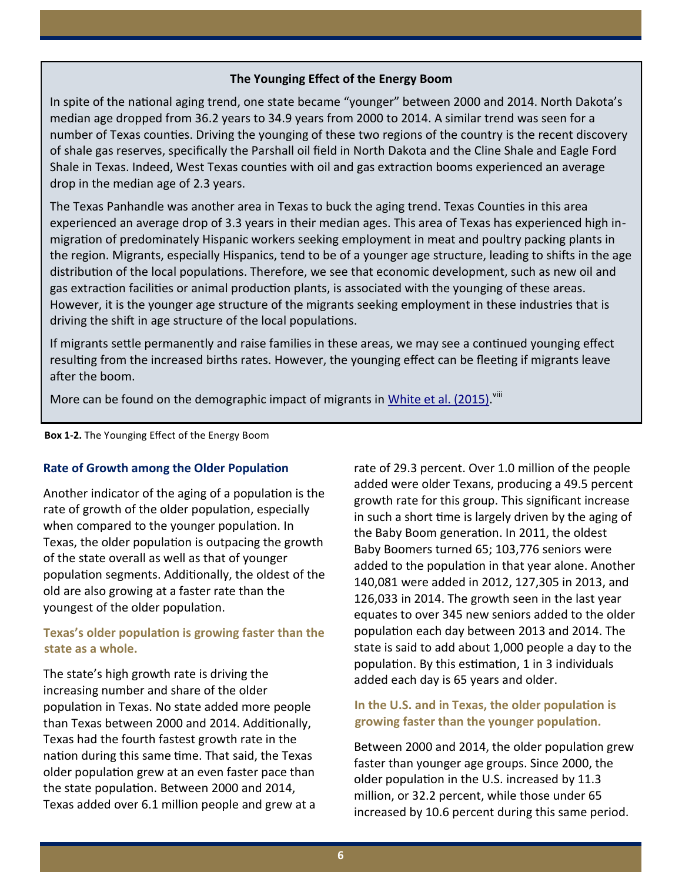**The Younging Effect of the Energy Boom**

In spite of the national aging trend, one state became "younger" between 2000 and 2014. North Dakota's median age dropped from 36.2 years to 34.9 years from 2000 to 2014. A similar trend was seen for a number of Texas counties. Driving the younging of these two regions of the country is the recent discovery of shale gas reserves, specifically the Parshall oil field in North Dakota and the Cline Shale and Eagle Ford Shale in Texas. Indeed, West Texas counties with oil and gas extraction booms experienced an average drop in the median age of 2.3 years.

The Texas Panhandle was another area in Texas to buck the aging trend. Texas Counties in this area experienced an average drop of 3.3 years in their median ages. This area of Texas has experienced high in-migration of predominately Hispanic workers seeking employment in meat and poultry packing plants in the region. Migrants, especially Hispanics, tend to be of a younger age structure, leading to shifts in the age distribution of the local populations. Therefore, we see that economic development, such as new oil and gas extraction facilities or animal production plants, is associated with the younging of these areas. However, it is the younger age structure of the migrants seeking employment in these industries that is driving the shift in age structure of the local populations.

If migrants settle permanently and raise families in these areas, we may see a continued younging effect resulting from the increased births rates. However, the younging effect can be fleeting if migrants leave after the boom.

More can be found on the demographic impact of migrants in White et al. (2015).[viii]

**Box 1-2.** The Younging Effect of the Energy Boom

## Rate of Growth among the Older Population

Another indicator of the aging of a population is the rate of growth of the older population, especially when compared to the younger population. In Texas, the older population is outpacing the growth of the state overall as well as that of younger population segments. Additionally, the oldest of the old are also growing at a faster rate than the youngest of the older population.

### Texas's older population is growing faster than the state as a whole.

The state's high growth rate is driving the increasing number and share of the older population in Texas. No state added more people than Texas between 2000 and 2014. Additionally, Texas had the fourth fastest growth rate in the nation during this same time. That said, the Texas older population grew at an even faster pace than the state population. Between 2000 and 2014, Texas added over 6.1 million people and grew at a rate of 29.3 percent. Over 1.0 million of the people added were older Texans, producing a 49.5 percent growth rate for this group. This significant increase in such a short time is largely driven by the aging of the Baby Boom generation. In 2011, the oldest Baby Boomers turned 65; 103,776 seniors were added to the population in that year alone. Another 140,081 were added in 2012, 127,305 in 2013, and 126,033 in 2014. The growth seen in the last year equates to over 345 new seniors added to the older population each day between 2013 and 2014. The state is said to add about 1,000 people a day to the population. By this estimation, 1 in 3 individuals added each day is 65 years and older.

### In the U.S. and in Texas, the older population is growing faster than the younger population.

Between 2000 and 2014, the older population grew faster than younger age groups. Since 2000, the older population in the U.S. increased by 11.3 million, or 32.2 percent, while those under 65 increased by 10.6 percent during this same period.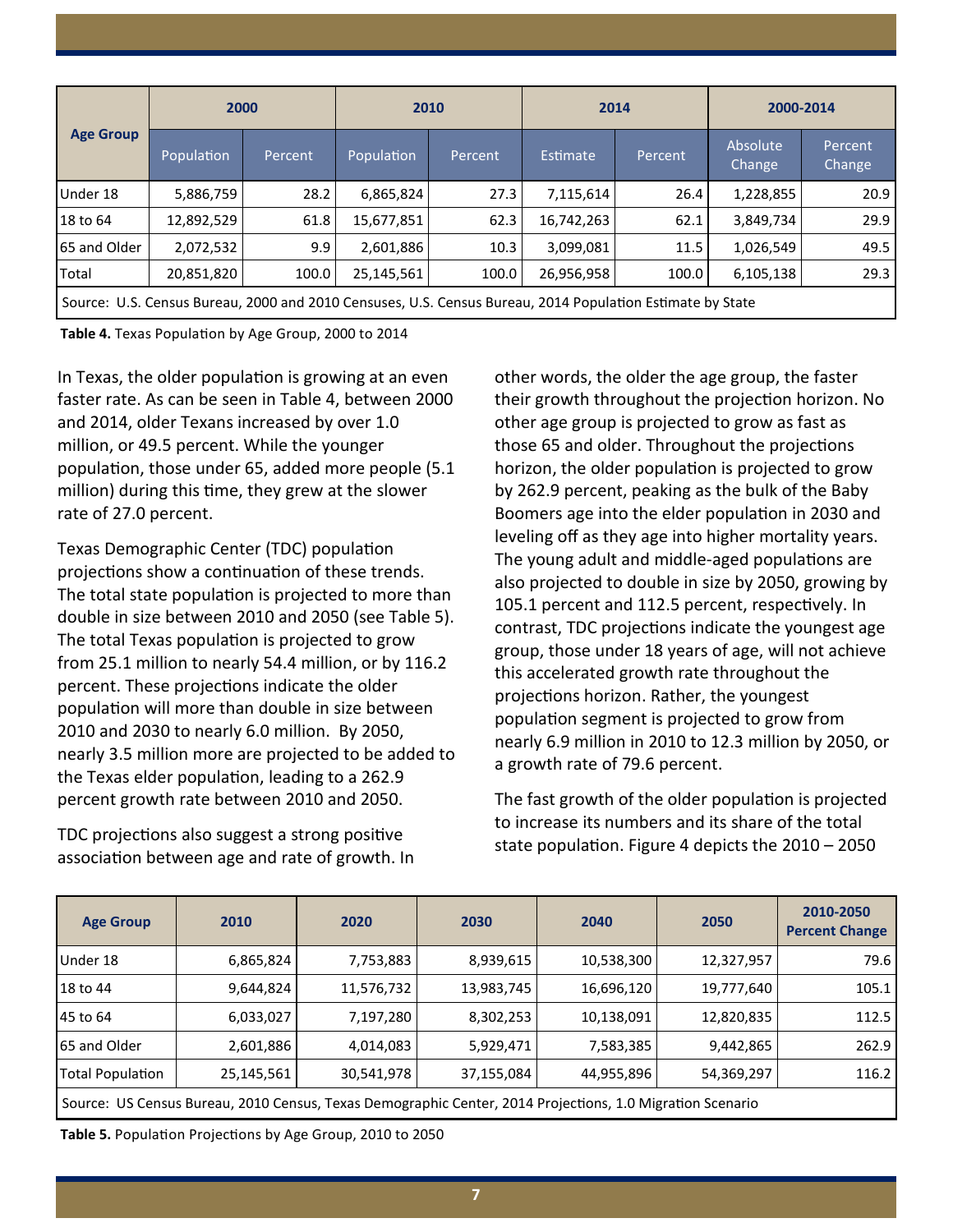| Age Group | 2000 | | 2010 | | 2014 | | 2000-2014 | |
|---|---|---|---|---|---|---|---|---|
| | Population | Percent | Population | Percent | Estimate | Percent | Absolute Change | Percent Change |
| Under 18 | 5,886,759 | 28.2 | 6,865,824 | 27.3 | 7,115,614 | 26.4 | 1,228,855 | 20.9 |
| 18 to 64 | 12,892,529 | 61.8 | 15,677,851 | 62.3 | 16,742,263 | 62.1 | 3,849,734 | 29.9 |
| 65 and Older | 2,072,532 | 9.9 | 2,601,886 | 10.3 | 3,099,081 | 11.5 | 1,026,549 | 49.5 |
| Total | 20,851,820 | 100.0 | 25,145,561 | 100.0 | 26,956,958 | 100.0 | 6,105,138 | 29.3 |
| Source: U.S. Census Bureau, 2000 and 2010 Censuses, U.S. Census Bureau, 2014 Population Estimate by State | | | | | | | | |

**Table 4.** Texas Population by Age Group, 2000 to 2014

In Texas, the older population is growing at an even faster rate. As can be seen in Table 4, between 2000 and 2014, older Texans increased by over 1.0 million, or 49.5 percent. While the younger population, those under 65, added more people (5.1 million) during this time, they grew at the slower rate of 27.0 percent.

Texas Demographic Center (TDC) population projections show a continuation of these trends. The total state population is projected to more than double in size between 2010 and 2050 (see Table 5). The total Texas population is projected to grow from 25.1 million to nearly 54.4 million, or by 116.2 percent. These projections indicate the older population will more than double in size between 2010 and 2030 to nearly 6.0 million. By 2050, nearly 3.5 million more are projected to be added to the Texas elder population, leading to a 262.9 percent growth rate between 2010 and 2050.

TDC projections also suggest a strong positive association between age and rate of growth. In other words, the older the age group, the faster their growth throughout the projection horizon. No other age group is projected to grow as fast as those 65 and older. Throughout the projections horizon, the older population is projected to grow by 262.9 percent, peaking as the bulk of the Baby Boomers age into the elder population in 2030 and leveling off as they age into higher mortality years. The young adult and middle-aged populations are also projected to double in size by 2050, growing by 105.1 percent and 112.5 percent, respectively. In contrast, TDC projections indicate the youngest age group, those under 18 years of age, will not achieve this accelerated growth rate throughout the projections horizon. Rather, the youngest population segment is projected to grow from nearly 6.9 million in 2010 to 12.3 million by 2050, or a growth rate of 79.6 percent.

The fast growth of the older population is projected to increase its numbers and its share of the total state population. Figure 4 depicts the 2010 – 2050

| Age Group | 2010 | 2020 | 2030 | 2040 | 2050 | 2010-2050 Percent Change |
|---|---|---|---|---|---|---|
| Under 18 | 6,865,824 | 7,753,883 | 8,939,615 | 10,538,300 | 12,327,957 | 79.6 |
| 18 to 44 | 9,644,824 | 11,576,732 | 13,983,745 | 16,696,120 | 19,777,640 | 105.1 |
| 45 to 64 | 6,033,027 | 7,197,280 | 8,302,253 | 10,138,091 | 12,820,835 | 112.5 |
| 65 and Older | 2,601,886 | 4,014,083 | 5,929,471 | 7,583,385 | 9,442,865 | 262.9 |
| Total Population | 25,145,561 | 30,541,978 | 37,155,084 | 44,955,896 | 54,369,297 | 116.2 |
| Source: US Census Bureau, 2010 Census, Texas Demographic Center, 2014 Projections, 1.0 Migration Scenario | | | | | | |

**Table 5.** Population Projections by Age Group, 2010 to 2050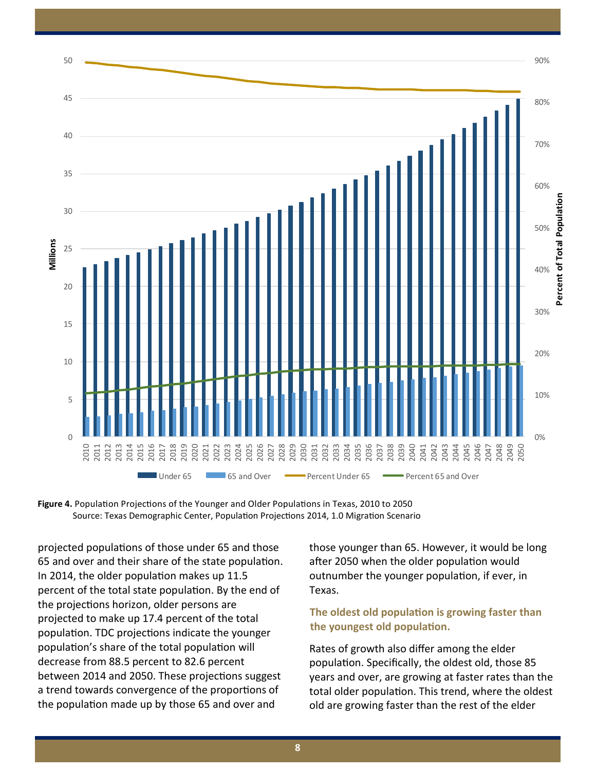**Figure 4.** Population Projections of the Younger and Older Populations in Texas, 2010 to 2050
Source: Texas Demographic Center, Population Projections 2014, 1.0 Migration Scenario

projected populations of those under 65 and those 65 and over and their share of the state population. In 2014, the older population makes up 11.5 percent of the total state population. By the end of the projections horizon, older persons are projected to make up 17.4 percent of the total population. TDC projections indicate the younger population's share of the total population will decrease from 88.5 percent to 82.6 percent between 2014 and 2050. These projections suggest a trend towards convergence of the proportions of the population made up by those 65 and over and those younger than 65. However, it would be long after 2050 when the older population would outnumber the younger population, if ever, in Texas.

### The oldest old population is growing faster than the youngest old population.

Rates of growth also differ among the elder population. Specifically, the oldest old, those 85 years and over, are growing at faster rates than the total older population. This trend, where the oldest old are growing faster than the rest of the elder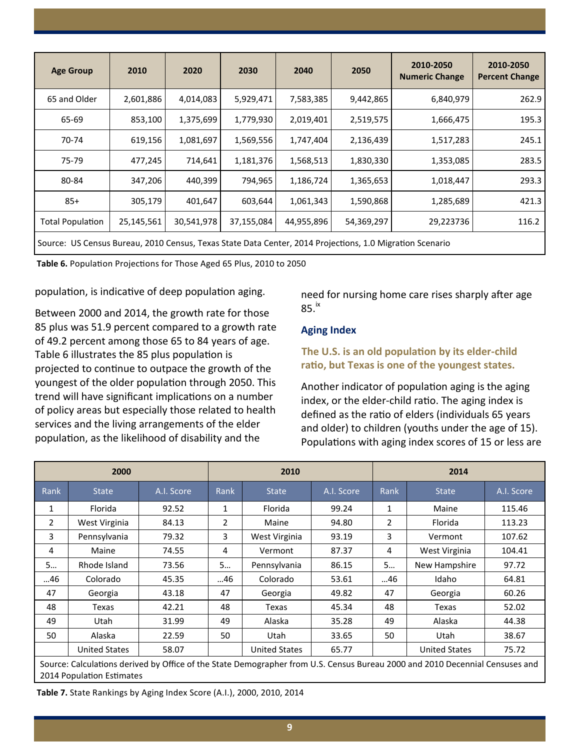| Age Group | 2010 | 2020 | 2030 | 2040 | 2050 | 2010-2050 Numeric Change | 2010-2050 Percent Change |
|---|---|---|---|---|---|---|---|
| 65 and Older | 2,601,886 | 4,014,083 | 5,929,471 | 7,583,385 | 9,442,865 | 6,840,979 | 262.9 |
| 65-69 | 853,100 | 1,375,699 | 1,779,930 | 2,019,401 | 2,519,575 | 1,666,475 | 195.3 |
| 70-74 | 619,156 | 1,081,697 | 1,569,556 | 1,747,404 | 2,136,439 | 1,517,283 | 245.1 |
| 75-79 | 477,245 | 714,641 | 1,181,376 | 1,568,513 | 1,830,330 | 1,353,085 | 283.5 |
| 80-84 | 347,206 | 440,399 | 794,965 | 1,186,724 | 1,365,653 | 1,018,447 | 293.3 |
| 85+ | 305,179 | 401,647 | 603,644 | 1,061,343 | 1,590,868 | 1,285,689 | 421.3 |
| Total Population | 25,145,561 | 30,541,978 | 37,155,084 | 44,955,896 | 54,369,297 | 29,223736 | 116.2 |
| Source: US Census Bureau, 2010 Census, Texas State Data Center, 2014 Projections, 1.0 Migration Scenario | | | | | | | |

**Table 6.** Population Projections for Those Aged 65 Plus, 2010 to 2050

population, is indicative of deep population aging.

Between 2000 and 2014, the growth rate for those 85 plus was 51.9 percent compared to a growth rate of 49.2 percent among those 65 to 84 years of age. Table 6 illustrates the 85 plus population is projected to continue to outpace the growth of the youngest of the older population through 2050. This trend will have significant implications on a number of policy areas but especially those related to health services and the living arrangements of the elder population, as the likelihood of disability and the need for nursing home care rises sharply after age 85.[ix]

### Aging Index

#### The U.S. is an old population by its elder-child ratio, but Texas is one of the youngest states.

Another indicator of population aging is the aging index, or the elder-child ratio. The aging index is defined as the ratio of elders (individuals 65 years and older) to children (youths under the age of 15). Populations with aging index scores of 15 or less are

| 2000 | | | 2010 | | | 2014 | | |
|---|---|---|---|---|---|---|---|---|
| Rank | State | A.I. Score | Rank | State | A.I. Score | Rank | State | A.I. Score |
| 1 | Florida | 92.52 | 1 | Florida | 99.24 | 1 | Maine | 115.46 |
| 2 | West Virginia | 84.13 | 2 | Maine | 94.80 | 2 | Florida | 113.23 |
| 3 | Pennsylvania | 79.32 | 3 | West Virginia | 93.19 | 3 | Vermont | 107.62 |
| 4 | Maine | 74.55 | 4 | Vermont | 87.37 | 4 | West Virginia | 104.41 |
| 5… | Rhode Island | 73.56 | 5… | Pennsylvania | 86.15 | 5… | New Hampshire | 97.72 |
| …46 | Colorado | 45.35 | …46 | Colorado | 53.61 | …46 | Idaho | 64.81 |
| 47 | Georgia | 43.18 | 47 | Georgia | 49.82 | 47 | Georgia | 60.26 |
| 48 | Texas | 42.21 | 48 | Texas | 45.34 | 48 | Texas | 52.02 |
| 49 | Utah | 31.99 | 49 | Alaska | 35.28 | 49 | Alaska | 44.38 |
| 50 | Alaska | 22.59 | 50 | Utah | 33.65 | 50 | Utah | 38.67 |
| | United States | 58.07 | | United States | 65.77 | | United States | 75.72 |
| Source: Calculations derived by Office of the State Demographer from U.S. Census Bureau 2000 and 2010 Decennial Censuses and 2014 Population Estimates | | | | | | | | |

**Table 7.** State Rankings by Aging Index Score (A.I.), 2000, 2010, 2014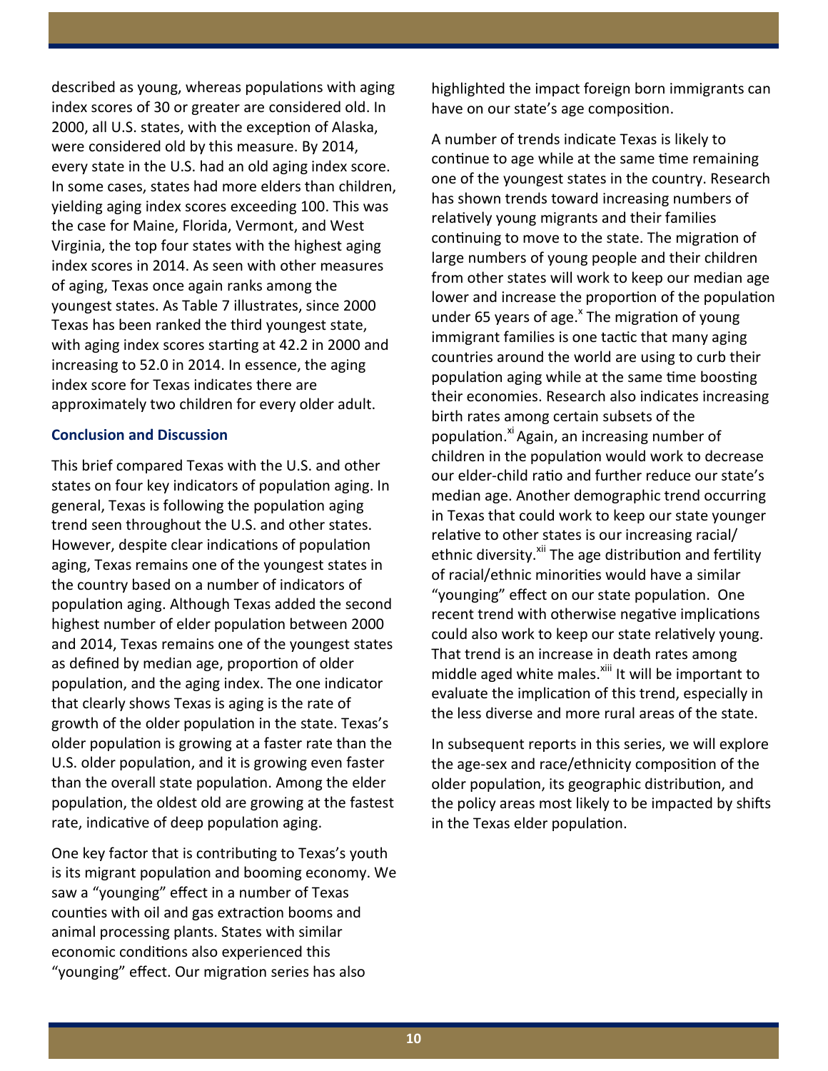described as young, whereas populations with aging index scores of 30 or greater are considered old. In 2000, all U.S. states, with the exception of Alaska, were considered old by this measure. By 2014, every state in the U.S. had an old aging index score. In some cases, states had more elders than children, yielding aging index scores exceeding 100. This was the case for Maine, Florida, Vermont, and West Virginia, the top four states with the highest aging index scores in 2014. As seen with other measures of aging, Texas once again ranks among the youngest states. As Table 7 illustrates, since 2000 Texas has been ranked the third youngest state, with aging index scores starting at 42.2 in 2000 and increasing to 52.0 in 2014. In essence, the aging index score for Texas indicates there are approximately two children for every older adult.

### Conclusion and Discussion

This brief compared Texas with the U.S. and other states on four key indicators of population aging. In general, Texas is following the population aging trend seen throughout the U.S. and other states. However, despite clear indications of population aging, Texas remains one of the youngest states in the country based on a number of indicators of population aging. Although Texas added the second highest number of elder population between 2000 and 2014, Texas remains one of the youngest states as defined by median age, proportion of older population, and the aging index. The one indicator that clearly shows Texas is aging is the rate of growth of the older population in the state. Texas's older population is growing at a faster rate than the U.S. older population, and it is growing even faster than the overall state population. Among the elder population, the oldest old are growing at the fastest rate, indicative of deep population aging.

One key factor that is contributing to Texas's youth is its migrant population and booming economy. We saw a "younging" effect in a number of Texas counties with oil and gas extraction booms and animal processing plants. States with similar economic conditions also experienced this "younging" effect. Our migration series has also highlighted the impact foreign born immigrants can have on our state's age composition.

A number of trends indicate Texas is likely to continue to age while at the same time remaining one of the youngest states in the country. Research has shown trends toward increasing numbers of relatively young migrants and their families continuing to move to the state. The migration of large numbers of young people and their children from other states will work to keep our median age lower and increase the proportion of the population under 65 years of age.[x] The migration of young immigrant families is one tactic that many aging countries around the world are using to curb their population aging while at the same time boosting their economies. Research also indicates increasing birth rates among certain subsets of the population.[xi] Again, an increasing number of children in the population would work to decrease our elder-child ratio and further reduce our state's median age. Another demographic trend occurring in Texas that could work to keep our state younger relative to other states is our increasing racial/ethnic diversity.[xii] The age distribution and fertility of racial/ethnic minorities would have a similar "younging" effect on our state population. One recent trend with otherwise negative implications could also work to keep our state relatively young. That trend is an increase in death rates among middle aged white males.[xiii] It will be important to evaluate the implication of this trend, especially in the less diverse and more rural areas of the state.

In subsequent reports in this series, we will explore the age-sex and race/ethnicity composition of the older population, its geographic distribution, and the policy areas most likely to be impacted by shifts in the Texas elder population.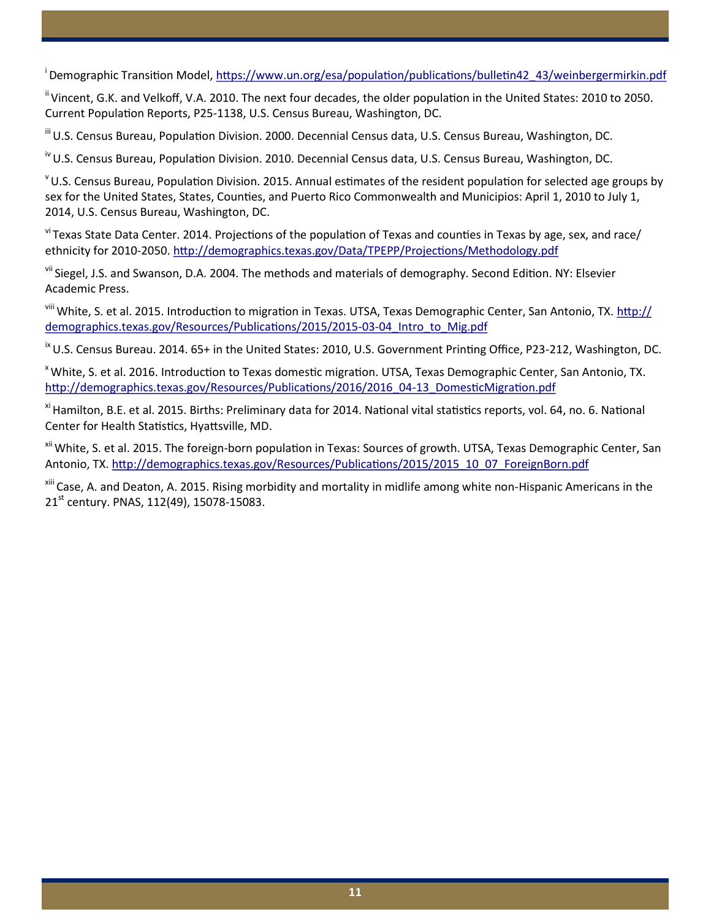[i] Demographic Transition Model, https://www.un.org/esa/population/publications/bulletin42_43/weinbergermirkin.pdf

[ii] Vincent, G.K. and Velkoff, V.A. 2010. The next four decades, the older population in the United States: 2010 to 2050. Current Population Reports, P25-1138, U.S. Census Bureau, Washington, DC.

[iii] U.S. Census Bureau, Population Division. 2000. Decennial Census data, U.S. Census Bureau, Washington, DC.

[iv] U.S. Census Bureau, Population Division. 2010. Decennial Census data, U.S. Census Bureau, Washington, DC.

[v] U.S. Census Bureau, Population Division. 2015. Annual estimates of the resident population for selected age groups by sex for the United States, States, Counties, and Puerto Rico Commonwealth and Municipios: April 1, 2010 to July 1, 2014, U.S. Census Bureau, Washington, DC.

[vi] Texas State Data Center. 2014. Projections of the population of Texas and counties in Texas by age, sex, and race/ethnicity for 2010-2050. http://demographics.texas.gov/Data/TPEPP/Projections/Methodology.pdf

[vii] Siegel, J.S. and Swanson, D.A. 2004. The methods and materials of demography. Second Edition. NY: Elsevier Academic Press.

[viii] White, S. et al. 2015. Introduction to migration in Texas. UTSA, Texas Demographic Center, San Antonio, TX. http://demographics.texas.gov/Resources/Publications/2015/2015-03-04_Intro_to_Mig.pdf

[ix] U.S. Census Bureau. 2014. 65+ in the United States: 2010, U.S. Government Printing Office, P23-212, Washington, DC.

[x] White, S. et al. 2016. Introduction to Texas domestic migration. UTSA, Texas Demographic Center, San Antonio, TX. http://demographics.texas.gov/Resources/Publications/2016/2016_04-13_DomesticMigration.pdf

[xi] Hamilton, B.E. et al. 2015. Births: Preliminary data for 2014. National vital statistics reports, vol. 64, no. 6. National Center for Health Statistics, Hyattsville, MD.

[xii] White, S. et al. 2015. The foreign-born population in Texas: Sources of growth. UTSA, Texas Demographic Center, San Antonio, TX. http://demographics.texas.gov/Resources/Publications/2015/2015_10_07_ForeignBorn.pdf

[xiii] Case, A. and Deaton, A. 2015. Rising morbidity and mortality in midlife among white non-Hispanic Americans in the 21st century. PNAS, 112(49), 15078-15083.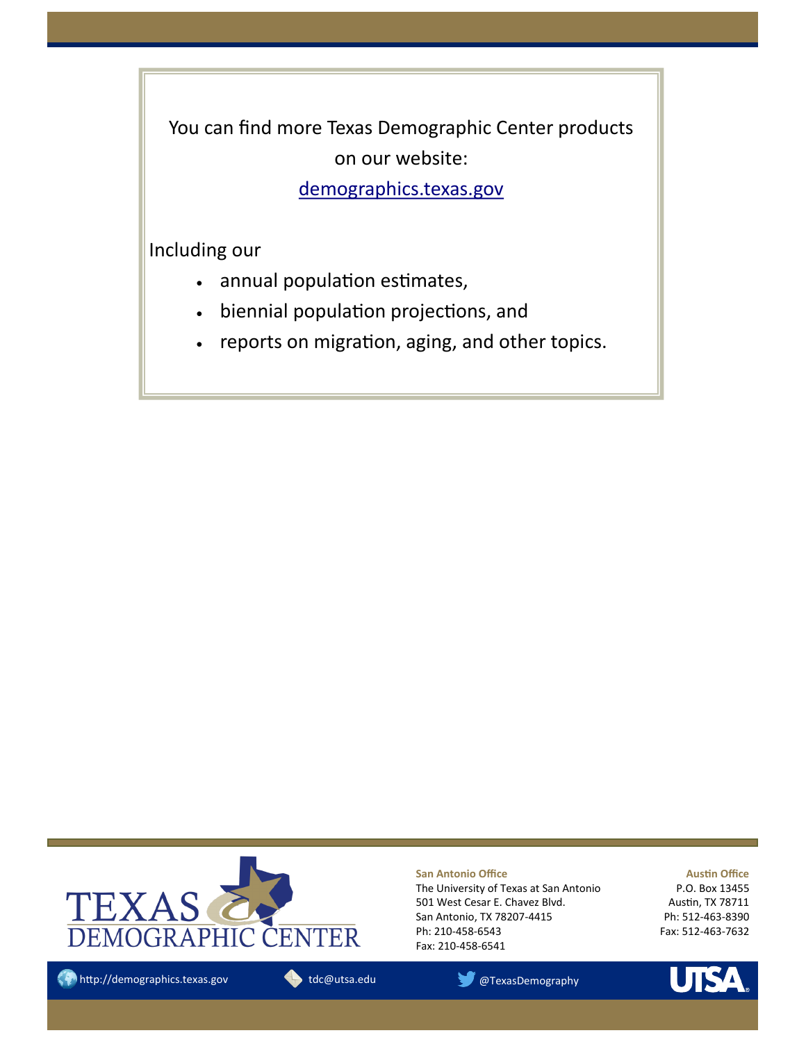You can find more Texas Demographic Center products on our website:

demographics.texas.gov

Including our

- annual population estimates,
- biennial population projections, and
- reports on migration, aging, and other topics.

TEXAS DEMOGRAPHIC CENTER

**San Antonio Office**
The University of Texas at San Antonio
501 West Cesar E. Chavez Blvd.
San Antonio, TX 78207-4415
Ph: 210-458-6543
Fax: 210-458-6541

**Austin Office**
P.O. Box 13455
Austin, TX 78711
Ph: 512-463-8390
Fax: 512-463-7632

http://demographics.texas.gov    tdc@utsa.edu    @TexasDemography    UTSA